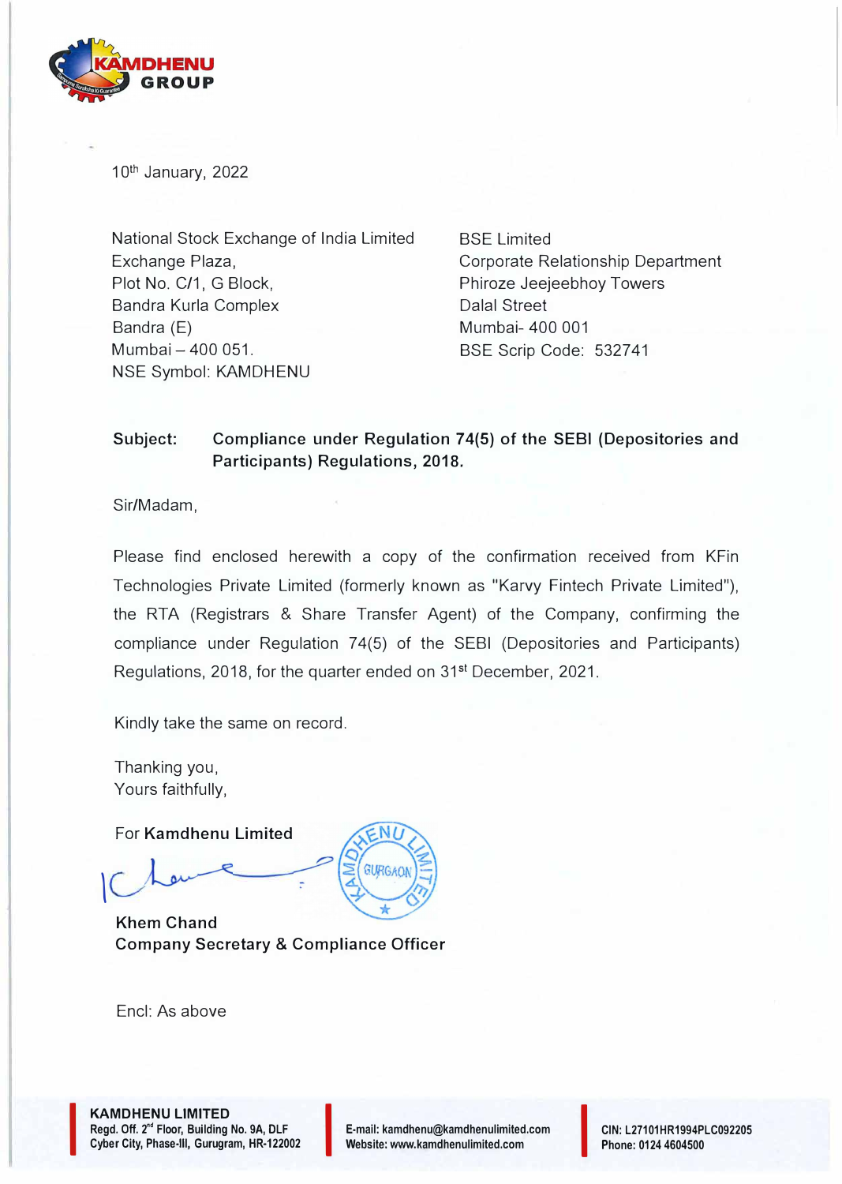KAMDHENU GROUP

10th January, 2022

National Stock Exchange of India Limited
Exchange Plaza,
Plot No. C/1, G Block,
Bandra Kurla Complex
Bandra (E)
Mumbai – 400 051.
NSE Symbol: KAMDHENU

BSE Limited
Corporate Relationship Department
Phiroze Jeejeebhoy Towers
Dalal Street
Mumbai- 400 001
BSE Scrip Code: 532741

**Subject: Compliance under Regulation 74(5) of the SEBI (Depositories and Participants) Regulations, 2018.**

Sir/Madam,

Please find enclosed herewith a copy of the confirmation received from KFin Technologies Private Limited (formerly known as "Karvy Fintech Private Limited"), the RTA (Registrars & Share Transfer Agent) of the Company, confirming the compliance under Regulation 74(5) of the SEBI (Depositories and Participants) Regulations, 2018, for the quarter ended on 31st December, 2021.

Kindly take the same on record.

Thanking you,
Yours faithfully,

For **Kamdhenu Limited**

**Khem Chand**
**Company Secretary & Compliance Officer**

Encl: As above

**KAMDHENU LIMITED**
Regd. Off. 2nd Floor, Building No. 9A, DLF Cyber City, Phase-III, Gurugram, HR-122002
E-mail: kamdhenu@kamdhenulimited.com
Website: www.kamdhenulimited.com
CIN: L27101HR1994PLC092205
Phone: 0124 4604500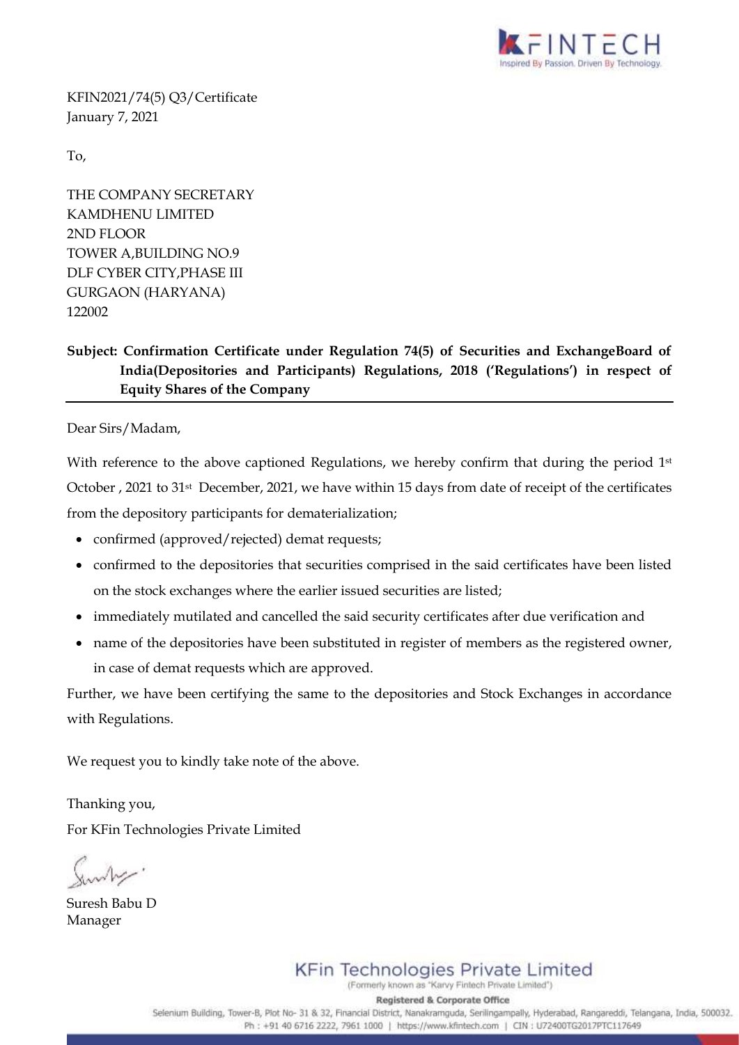KFIN2021/74(5) Q3/Certificate
January 7, 2021

To,

THE COMPANY SECRETARY
KAMDHENU LIMITED
2ND FLOOR
TOWER A,BUILDING NO.9
DLF CYBER CITY,PHASE III
GURGAON (HARYANA)
122002

**Subject: Confirmation Certificate under Regulation 74(5) of Securities and ExchangeBoard of India(Depositories and Participants) Regulations, 2018 ('Regulations') in respect of Equity Shares of the Company**

---

Dear Sirs/Madam,

With reference to the above captioned Regulations, we hereby confirm that during the period 1st October , 2021 to 31st December, 2021, we have within 15 days from date of receipt of the certificates from the depository participants for dematerialization;

- confirmed (approved/rejected) demat requests;
- confirmed to the depositories that securities comprised in the said certificates have been listed on the stock exchanges where the earlier issued securities are listed;
- immediately mutilated and cancelled the said security certificates after due verification and
- name of the depositories have been substituted in register of members as the registered owner, in case of demat requests which are approved.

Further, we have been certifying the same to the depositories and Stock Exchanges in accordance with Regulations.

We request you to kindly take note of the above.

Thanking you,
For KFin Technologies Private Limited

Suresh Babu D
Manager

KFin Technologies Private Limited
(Formerly known as "Karvy Fintech Private Limited")
Registered & Corporate Office
Selenium Building, Tower-B, Plot No- 31 & 32, Financial District, Nanakramguda, Serilingampally, Hyderabad, Rangareddi, Telangana, India, 500032.
Ph : +91 40 6716 2222, 7961 1000 | https://www.kfintech.com | CIN : U72400TG2017PTC117649